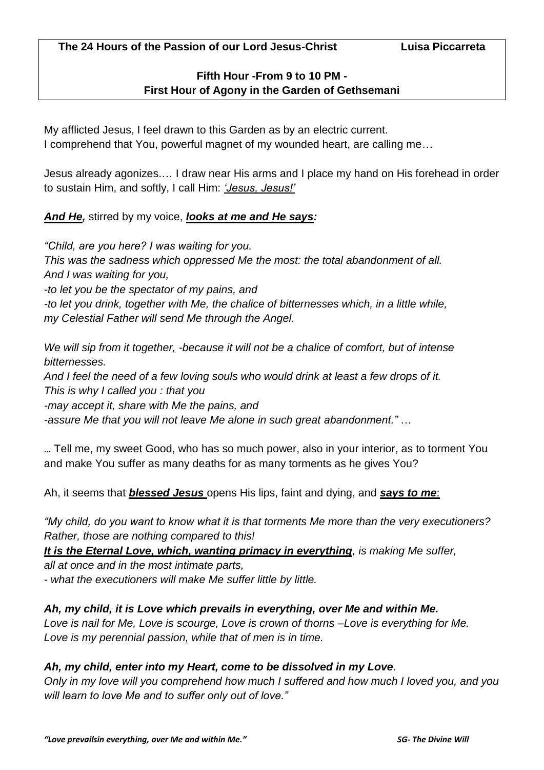**The 24 Hours of the Passion of our Lord Jesus-Christ** **Luisa Piccarreta**

## Fifth Hour -From 9 to 10 PM - First Hour of Agony in the Garden of Gethsemani

My afflicted Jesus, I feel drawn to this Garden as by an electric current.
I comprehend that You, powerful magnet of my wounded heart, are calling me…

Jesus already agonizes.… I draw near His arms and I place my hand on His forehead in order to sustain Him, and softly, I call Him: *'Jesus, Jesus!'*

***And He,*** stirred by my voice, ***looks at me and He says:***

*"Child, are you here? I was waiting for you.*
*This was the sadness which oppressed Me the most: the total abandonment of all.*
*And I was waiting for you,*
*-to let you be the spectator of my pains, and*
*-to let you drink, together with Me, the chalice of bitternesses which, in a little while, my Celestial Father will send Me through the Angel.*

*We will sip from it together, -because it will not be a chalice of comfort, but of intense bitternesses.*
*And I feel the need of a few loving souls who would drink at least a few drops of it.*
*This is why I called you : that you*
*-may accept it, share with Me the pains, and*
*-assure Me that you will not leave Me alone in such great abandonment."* …

… Tell me, my sweet Good, who has so much power, also in your interior, as to torment You and make You suffer as many deaths for as many torments as he gives You?

Ah, it seems that ***blessed Jesus*** opens His lips, faint and dying, and ***says to me***:

*"My child, do you want to know what it is that torments Me more than the very executioners? Rather, those are nothing compared to this!*
***It is the Eternal Love, which, wanting primacy in everything****, is making Me suffer, all at once and in the most intimate parts,*
*- what the executioners will make Me suffer little by little.*

***Ah, my child, it is Love which prevails in everything, over Me and within Me.***
*Love is nail for Me, Love is scourge, Love is crown of thorns –Love is everything for Me.*
*Love is my perennial passion, while that of men is in time.*

***Ah, my child, enter into my Heart, come to be dissolved in my Love****.*
*Only in my love will you comprehend how much I suffered and how much I loved you, and you will learn to love Me and to suffer only out of love."*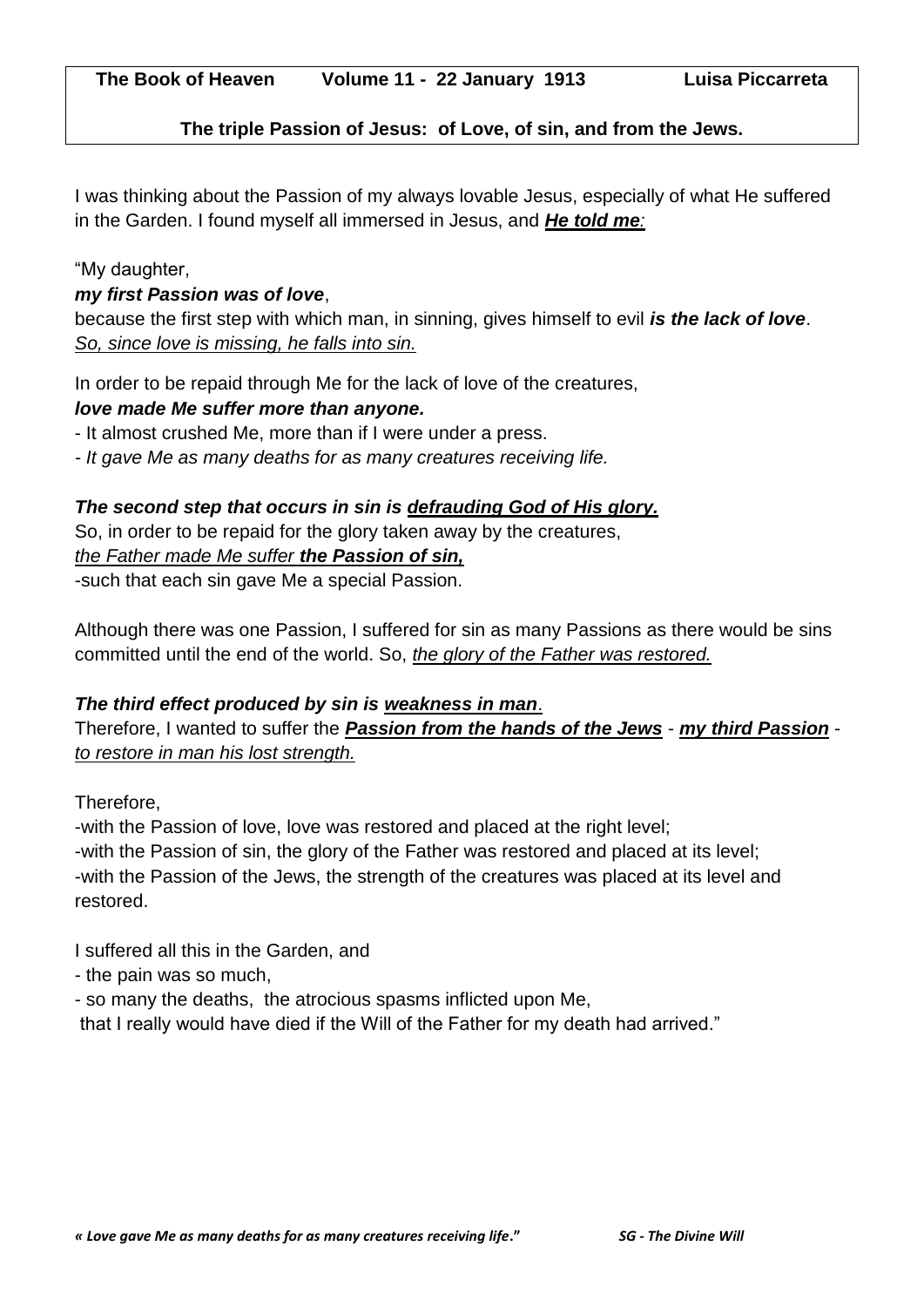**The Book of Heaven        Volume 11 - 22 January 1913        Luisa Piccarreta**

**The triple Passion of Jesus: of Love, of sin, and from the Jews.**

I was thinking about the Passion of my always lovable Jesus, especially of what He suffered in the Garden. I found myself all immersed in Jesus, and ***He told me:***

"My daughter,

***my first Passion was of love***,

because the first step with which man, in sinning, gives himself to evil ***is the lack of love***.

*So, since love is missing, he falls into sin.*

In order to be repaid through Me for the lack of love of the creatures,

***love made Me suffer more than anyone.***

- It almost crushed Me, more than if I were under a press.
- *It gave Me as many deaths for as many creatures receiving life.*

***The second step that occurs in sin is defrauding God of His glory.***

So, in order to be repaid for the glory taken away by the creatures,

*the Father made Me suffer **the Passion of sin,***

-such that each sin gave Me a special Passion.

Although there was one Passion, I suffered for sin as many Passions as there would be sins committed until the end of the world. So, *the glory of the Father was restored.*

***The third effect produced by sin is weakness in man.***

Therefore, I wanted to suffer the ***Passion from the hands of the Jews*** - ***my third Passion*** - *to restore in man his lost strength.*

Therefore,

-with the Passion of love, love was restored and placed at the right level;

-with the Passion of sin, the glory of the Father was restored and placed at its level;

-with the Passion of the Jews, the strength of the creatures was placed at its level and restored.

I suffered all this in the Garden, and

- the pain was so much,
- so many the deaths, the atrocious spasms inflicted upon Me,

that I really would have died if the Will of the Father for my death had arrived."

***« Love gave Me as many deaths for as many creatures receiving life."***        ***SG - The Divine Will***